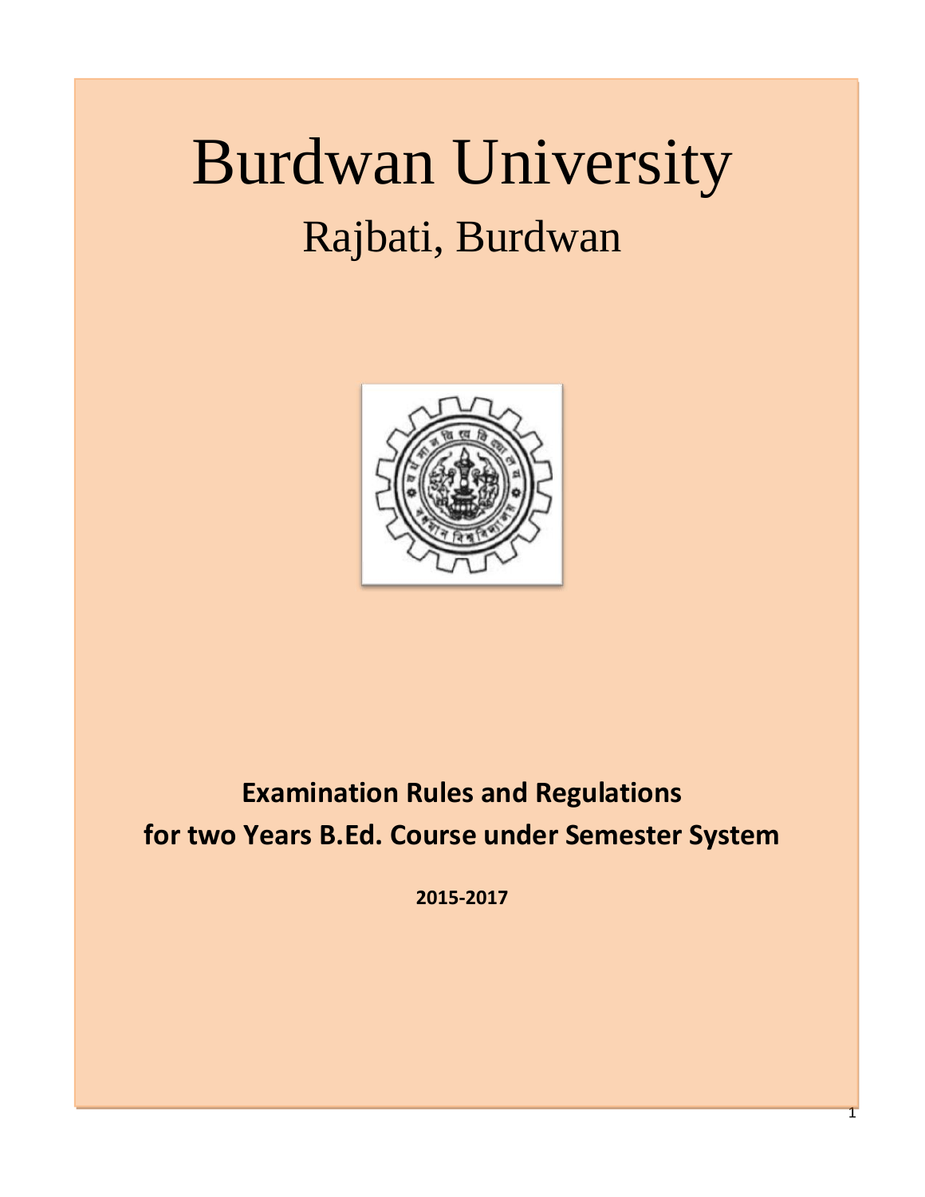# Burdwan University

## Rajbati, Burdwan

**Examination Rules and Regulations**
**for two Years B.Ed. Course under Semester System**

**2015-2017**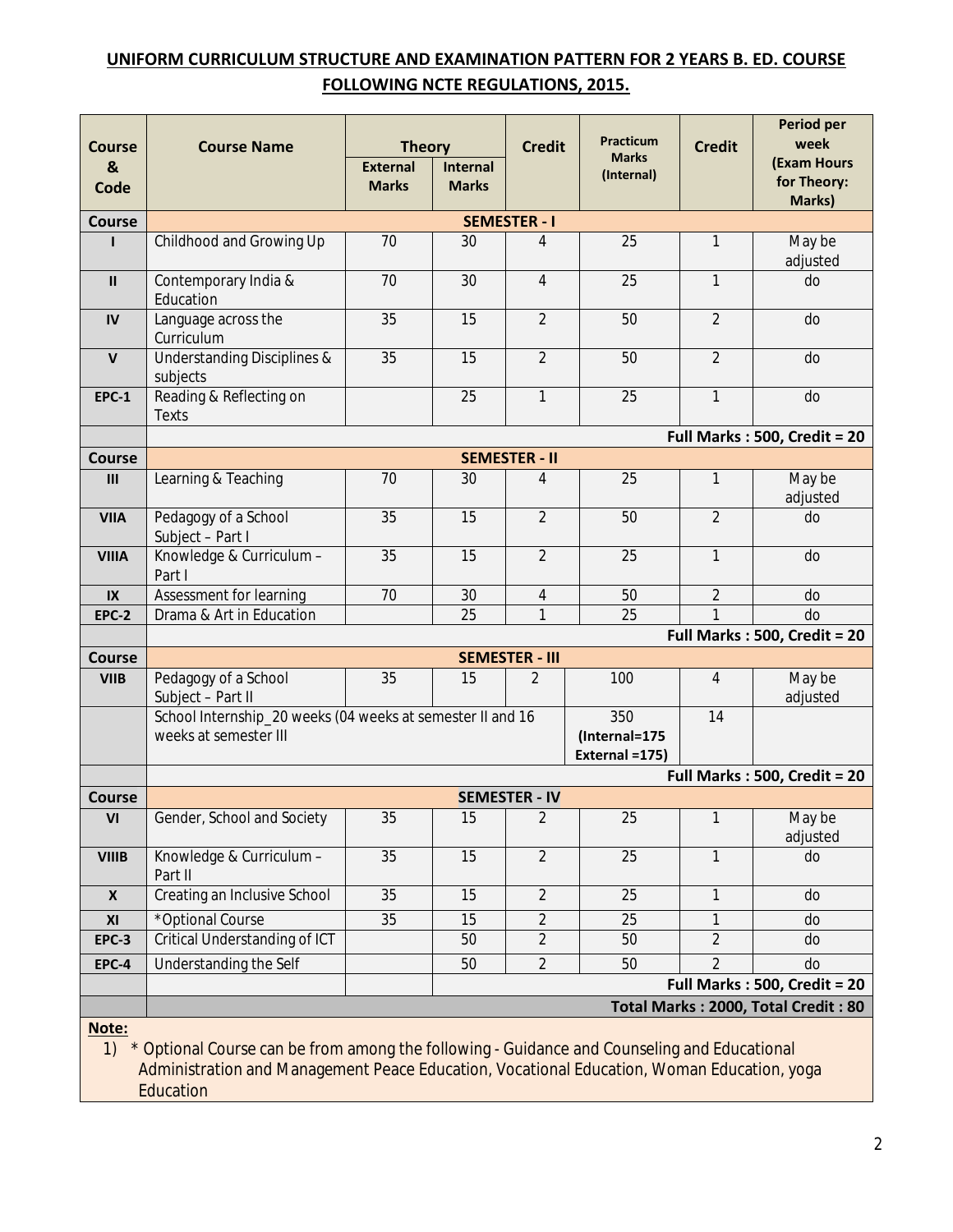## UNIFORM CURRICULUM STRUCTURE AND EXAMINATION PATTERN FOR 2 YEARS B. ED. COURSE FOLLOWING NCTE REGULATIONS, 2015.

| Course & Code | Course Name | Theory | | Credit | Practicum Marks (Internal) | Credit | Period per week (Exam Hours for Theory: Marks) |
|---|---|---|---|---|---|---|---|
| | | External Marks | Internal Marks | | | | |
| Course | **SEMESTER - I** | | | | | | |
| I | Childhood and Growing Up | 70 | 30 | 4 | 25 | 1 | May be adjusted |
| II | Contemporary India & Education | 70 | 30 | 4 | 25 | 1 | do |
| IV | Language across the Curriculum | 35 | 15 | 2 | 50 | 2 | do |
| V | Understanding Disciplines & subjects | 35 | 15 | 2 | 50 | 2 | do |
| EPC-1 | Reading & Reflecting on Texts | | 25 | 1 | 25 | 1 | do |
| | **Full Marks : 500, Credit = 20** | | | | | | |
| Course | **SEMESTER - II** | | | | | | |
| III | Learning & Teaching | 70 | 30 | 4 | 25 | 1 | May be adjusted |
| VIIA | Pedagogy of a School Subject – Part I | 35 | 15 | 2 | 50 | 2 | do |
| VIIIA | Knowledge & Curriculum – Part I | 35 | 15 | 2 | 25 | 1 | do |
| IX | Assessment for learning | 70 | 30 | 4 | 50 | 2 | do |
| EPC-2 | Drama & Art in Education | | 25 | 1 | 25 | 1 | do |
| | **Full Marks : 500, Credit = 20** | | | | | | |
| Course | **SEMESTER - III** | | | | | | |
| VIIB | Pedagogy of a School Subject – Part II | 35 | 15 | 2 | 100 | 4 | May be adjusted |
| | School Internship_20 weeks (04 weeks at semester II and 16 weeks at semester III | | | | 350 (Internal=175 External =175) | 14 | |
| | **Full Marks : 500, Credit = 20** | | | | | | |
| Course | **SEMESTER - IV** | | | | | | |
| VI | Gender, School and Society | 35 | 15 | 2 | 25 | 1 | May be adjusted |
| VIIIB | Knowledge & Curriculum – Part II | 35 | 15 | 2 | 25 | 1 | do |
| X | Creating an Inclusive School | 35 | 15 | 2 | 25 | 1 | do |
| XI | *Optional Course | 35 | 15 | 2 | 25 | 1 | do |
| EPC-3 | Critical Understanding of ICT | | 50 | 2 | 50 | 2 | do |
| EPC-4 | Understanding the Self | | 50 | 2 | 50 | 2 | do |
| | | | **Full Marks : 500, Credit = 20** | | | | |
| | **Total Marks : 2000, Total Credit : 80** | | | | | | |

**Note:**

1) * Optional Course can be from among the following - Guidance and Counseling and Educational Administration and Management Peace Education, Vocational Education, Woman Education, yoga Education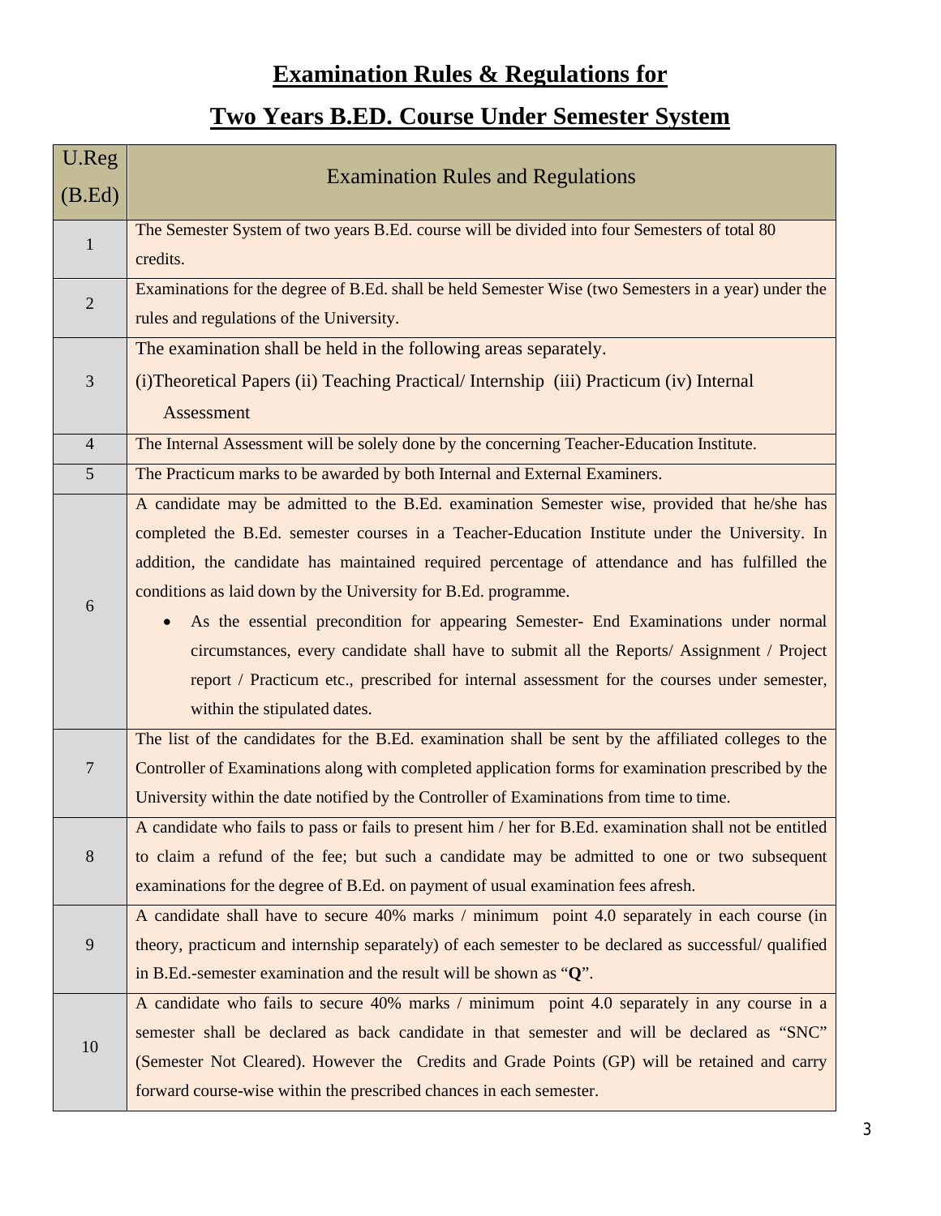# Examination Rules & Regulations for

# Two Years B.ED. Course Under Semester System

| U.Reg (B.Ed) | Examination Rules and Regulations |
|---|---|
| 1 | The Semester System of two years B.Ed. course will be divided into four Semesters of total 80 credits. |
| 2 | Examinations for the degree of B.Ed. shall be held Semester Wise (two Semesters in a year) under the rules and regulations of the University. |
| 3 | The examination shall be held in the following areas separately.<br>(i)Theoretical Papers (ii) Teaching Practical/ Internship (iii) Practicum (iv) Internal Assessment |
| 4 | The Internal Assessment will be solely done by the concerning Teacher-Education Institute. |
| 5 | The Practicum marks to be awarded by both Internal and External Examiners. |
| 6 | A candidate may be admitted to the B.Ed. examination Semester wise, provided that he/she has completed the B.Ed. semester courses in a Teacher-Education Institute under the University. In addition, the candidate has maintained required percentage of attendance and has fulfilled the conditions as laid down by the University for B.Ed. programme.<br>• As the essential precondition for appearing Semester- End Examinations under normal circumstances, every candidate shall have to submit all the Reports/ Assignment / Project report / Practicum etc., prescribed for internal assessment for the courses under semester, within the stipulated dates. |
| 7 | The list of the candidates for the B.Ed. examination shall be sent by the affiliated colleges to the Controller of Examinations along with completed application forms for examination prescribed by the University within the date notified by the Controller of Examinations from time to time. |
| 8 | A candidate who fails to pass or fails to present him / her for B.Ed. examination shall not be entitled to claim a refund of the fee; but such a candidate may be admitted to one or two subsequent examinations for the degree of B.Ed. on payment of usual examination fees afresh. |
| 9 | A candidate shall have to secure 40% marks / minimum point 4.0 separately in each course (in theory, practicum and internship separately) of each semester to be declared as successful/ qualified in B.Ed.-semester examination and the result will be shown as "**Q**". |
| 10 | A candidate who fails to secure 40% marks / minimum point 4.0 separately in any course in a semester shall be declared as back candidate in that semester and will be declared as "SNC" (Semester Not Cleared). However the Credits and Grade Points (GP) will be retained and carry forward course-wise within the prescribed chances in each semester. |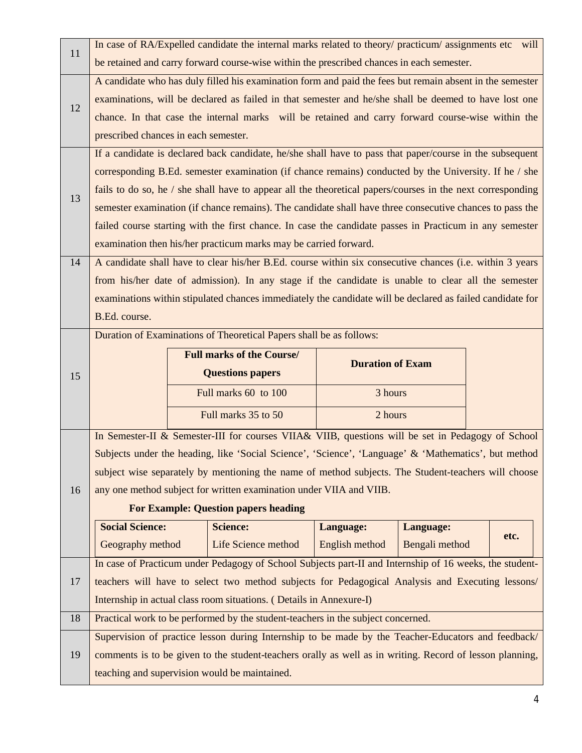| | |
|---|---|
| 11 | In case of RA/Expelled candidate the internal marks related to theory/ practicum/ assignments etc will be retained and carry forward course-wise within the prescribed chances in each semester. |
| 12 | A candidate who has duly filled his examination form and paid the fees but remain absent in the semester examinations, will be declared as failed in that semester and he/she shall be deemed to have lost one chance. In that case the internal marks will be retained and carry forward course-wise within the prescribed chances in each semester. |
| 13 | If a candidate is declared back candidate, he/she shall have to pass that paper/course in the subsequent corresponding B.Ed. semester examination (if chance remains) conducted by the University. If he / she fails to do so, he / she shall have to appear all the theoretical papers/courses in the next corresponding semester examination (if chance remains). The candidate shall have three consecutive chances to pass the failed course starting with the first chance. In case the candidate passes in Practicum in any semester examination then his/her practicum marks may be carried forward. |
| 14 | A candidate shall have to clear his/her B.Ed. course within six consecutive chances (i.e. within 3 years from his/her date of admission). In any stage if the candidate is unable to clear all the semester examinations within stipulated chances immediately the candidate will be declared as failed candidate for B.Ed. course. |
| 15 | Duration of Examinations of Theoretical Papers shall be as follows: |
| 16 | In Semester-II & Semester-III for courses VIIA& VIIB, questions will be set in Pedagogy of School Subjects under the heading, like 'Social Science', 'Science', 'Language' & 'Mathematics', but method subject wise separately by mentioning the name of method subjects. The Student-teachers will choose any one method subject for written examination under VIIA and VIIB. |
| 17 | In case of Practicum under Pedagogy of School Subjects part-II and Internship of 16 weeks, the student-teachers will have to select two method subjects for Pedagogical Analysis and Executing lessons/ Internship in actual class room situations. ( Details in Annexure-I) |
| 18 | Practical work to be performed by the student-teachers in the subject concerned. |
| 19 | Supervision of practice lesson during Internship to be made by the Teacher-Educators and feedback/ comments is to be given to the student-teachers orally as well as in writing. Record of lesson planning, teaching and supervision would be maintained. |

Table for item 15:

| Full marks of the Course/ Questions papers | Duration of Exam |
|---|---|
| Full marks 60 to 100 | 3 hours |
| Full marks 35 to 50 | 2 hours |

**For Example: Question papers heading** (item 16)

| **Social Science:** Geography method | **Science:** Life Science method | **Language:** English method | **Language:** Bengali method | **etc.** |
|---|---|---|---|---|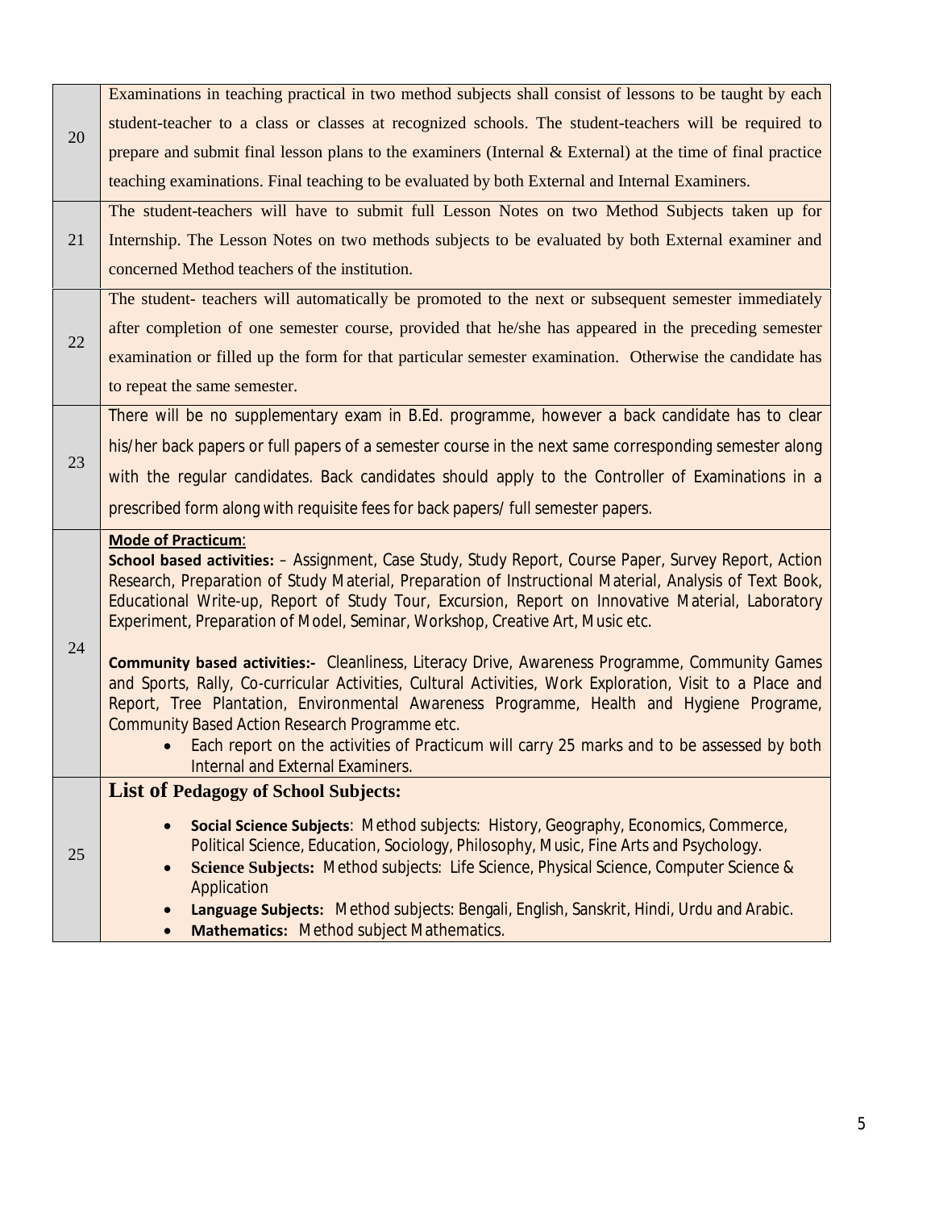| | |
|---|---|
| 20 | Examinations in teaching practical in two method subjects shall consist of lessons to be taught by each student-teacher to a class or classes at recognized schools. The student-teachers will be required to prepare and submit final lesson plans to the examiners (Internal & External) at the time of final practice teaching examinations. Final teaching to be evaluated by both External and Internal Examiners. |
| 21 | The student-teachers will have to submit full Lesson Notes on two Method Subjects taken up for Internship. The Lesson Notes on two methods subjects to be evaluated by both External examiner and concerned Method teachers of the institution. |
| 22 | The student- teachers will automatically be promoted to the next or subsequent semester immediately after completion of one semester course, provided that he/she has appeared in the preceding semester examination or filled up the form for that particular semester examination. Otherwise the candidate has to repeat the same semester. |
| 23 | There will be no supplementary exam in B.Ed. programme, however a back candidate has to clear his/her back papers or full papers of a semester course in the next same corresponding semester along with the regular candidates. Back candidates should apply to the Controller of Examinations in a prescribed form along with requisite fees for back papers/ full semester papers. |
| 24 | <u>**Mode of Practicum**</u>:<br>**School based activities:** – Assignment, Case Study, Study Report, Course Paper, Survey Report, Action Research, Preparation of Study Material, Preparation of Instructional Material, Analysis of Text Book, Educational Write-up, Report of Study Tour, Excursion, Report on Innovative Material, Laboratory Experiment, Preparation of Model, Seminar, Workshop, Creative Art, Music etc.<br><br>**Community based activities:-** Cleanliness, Literacy Drive, Awareness Programme, Community Games and Sports, Rally, Co-curricular Activities, Cultural Activities, Work Exploration, Visit to a Place and Report, Tree Plantation, Environmental Awareness Programme, Health and Hygiene Programe, Community Based Action Research Programme etc.<br>• Each report on the activities of Practicum will carry 25 marks and to be assessed by both Internal and External Examiners. |
| 25 | **List of Pedagogy of School Subjects:**<br>• **Social Science Subjects**: Method subjects: History, Geography, Economics, Commerce, Political Science, Education, Sociology, Philosophy, Music, Fine Arts and Psychology.<br>• **Science Subjects:** Method subjects: Life Science, Physical Science, Computer Science & Application<br>• **Language Subjects:** Method subjects: Bengali, English, Sanskrit, Hindi, Urdu and Arabic.<br>• **Mathematics:** Method subject Mathematics. |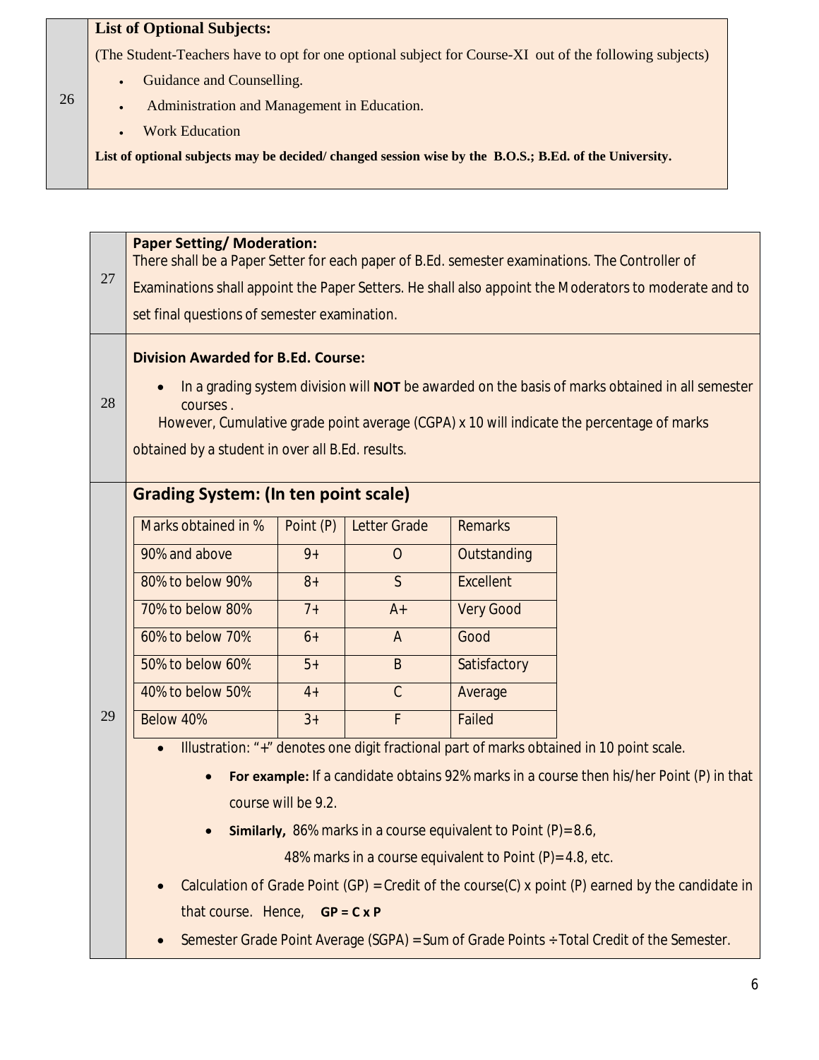**26**

**List of Optional Subjects:**

(The Student-Teachers have to opt for one optional subject for Course-XI out of the following subjects)

- Guidance and Counselling.
- Administration and Management in Education.
- Work Education

**List of optional subjects may be decided/ changed session wise by the B.O.S.; B.Ed. of the University.**

**27**

**Paper Setting/ Moderation:**

There shall be a Paper Setter for each paper of B.Ed. semester examinations. The Controller of Examinations shall appoint the Paper Setters. He shall also appoint the Moderators to moderate and to set final questions of semester examination.

**28**

**Division Awarded for B.Ed. Course:**

- In a grading system division will **NOT** be awarded on the basis of marks obtained in all semester courses .

However, Cumulative grade point average (CGPA) x 10 will indicate the percentage of marks obtained by a student in over all B.Ed. results.

**29**

## Grading System: (In ten point scale)

| Marks obtained in % | Point (P) | Letter Grade | Remarks |
|---|---|---|---|
| 90% and above | 9+ | O | Outstanding |
| 80% to below 90% | 8+ | S | Excellent |
| 70% to below 80% | 7+ | A+ | Very Good |
| 60% to below 70% | 6+ | A | Good |
| 50% to below 60% | 5+ | B | Satisfactory |
| 40% to below 50% | 4+ | C | Average |
| Below 40% | 3+ | F | Failed |

- Illustration: "+" denotes one digit fractional part of marks obtained in 10 point scale.
  - **For example:** If a candidate obtains 92% marks in a course then his/her Point (P) in that course will be 9.2.
  - **Similarly,** 86% marks in a course equivalent to Point (P)=8.6,

    48% marks in a course equivalent to Point (P)=4.8, etc.
- Calculation of Grade Point (GP) = Credit of the course(C) x point (P) earned by the candidate in that course. Hence, **GP = C x P**
- Semester Grade Point Average (SGPA) = Sum of Grade Points ÷ Total Credit of the Semester.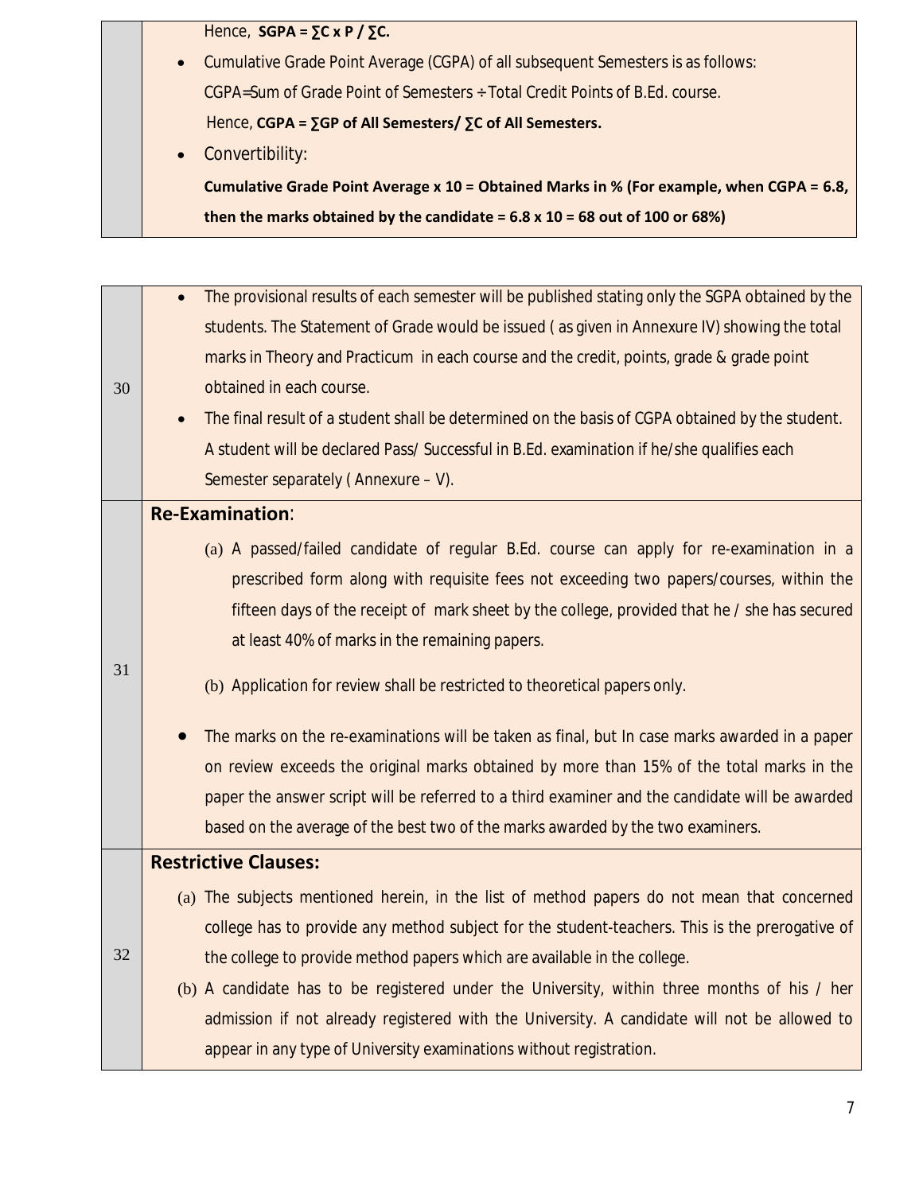| | |
|---|---|
| | Hence, **SGPA = ∑C x P / ∑C.**<br>• Cumulative Grade Point Average (CGPA) of all subsequent Semesters is as follows:<br>CGPA=Sum of Grade Point of Semesters ÷ Total Credit Points of B.Ed. course.<br>Hence, **CGPA = ∑GP of All Semesters/ ∑C of All Semesters.**<br>• Convertibility:<br>**Cumulative Grade Point Average x 10 = Obtained Marks in % (For example, when CGPA = 6.8, then the marks obtained by the candidate = 6.8 x 10 = 68 out of 100 or 68%)** |

| | |
|---|---|
| 30 | • The provisional results of each semester will be published stating only the SGPA obtained by the students. The Statement of Grade would be issued ( as given in Annexure IV) showing the total marks in Theory and Practicum in each course and the credit, points, grade & grade point obtained in each course.<br>• The final result of a student shall be determined on the basis of CGPA obtained by the student. A student will be declared Pass/ Successful in B.Ed. examination if he/she qualifies each Semester separately ( Annexure – V). |
| 31 | **Re-Examination**:<br>(a) A passed/failed candidate of regular B.Ed. course can apply for re-examination in a prescribed form along with requisite fees not exceeding two papers/courses, within the fifteen days of the receipt of mark sheet by the college, provided that he / she has secured at least 40% of marks in the remaining papers.<br>(b) Application for review shall be restricted to theoretical papers only.<br>• The marks on the re-examinations will be taken as final, but In case marks awarded in a paper on review exceeds the original marks obtained by more than 15% of the total marks in the paper the answer script will be referred to a third examiner and the candidate will be awarded based on the average of the best two of the marks awarded by the two examiners. |
| 32 | **Restrictive Clauses:**<br>(a) The subjects mentioned herein, in the list of method papers do not mean that concerned college has to provide any method subject for the student-teachers. This is the prerogative of the college to provide method papers which are available in the college.<br>(b) A candidate has to be registered under the University, within three months of his / her admission if not already registered with the University. A candidate will not be allowed to appear in any type of University examinations without registration. |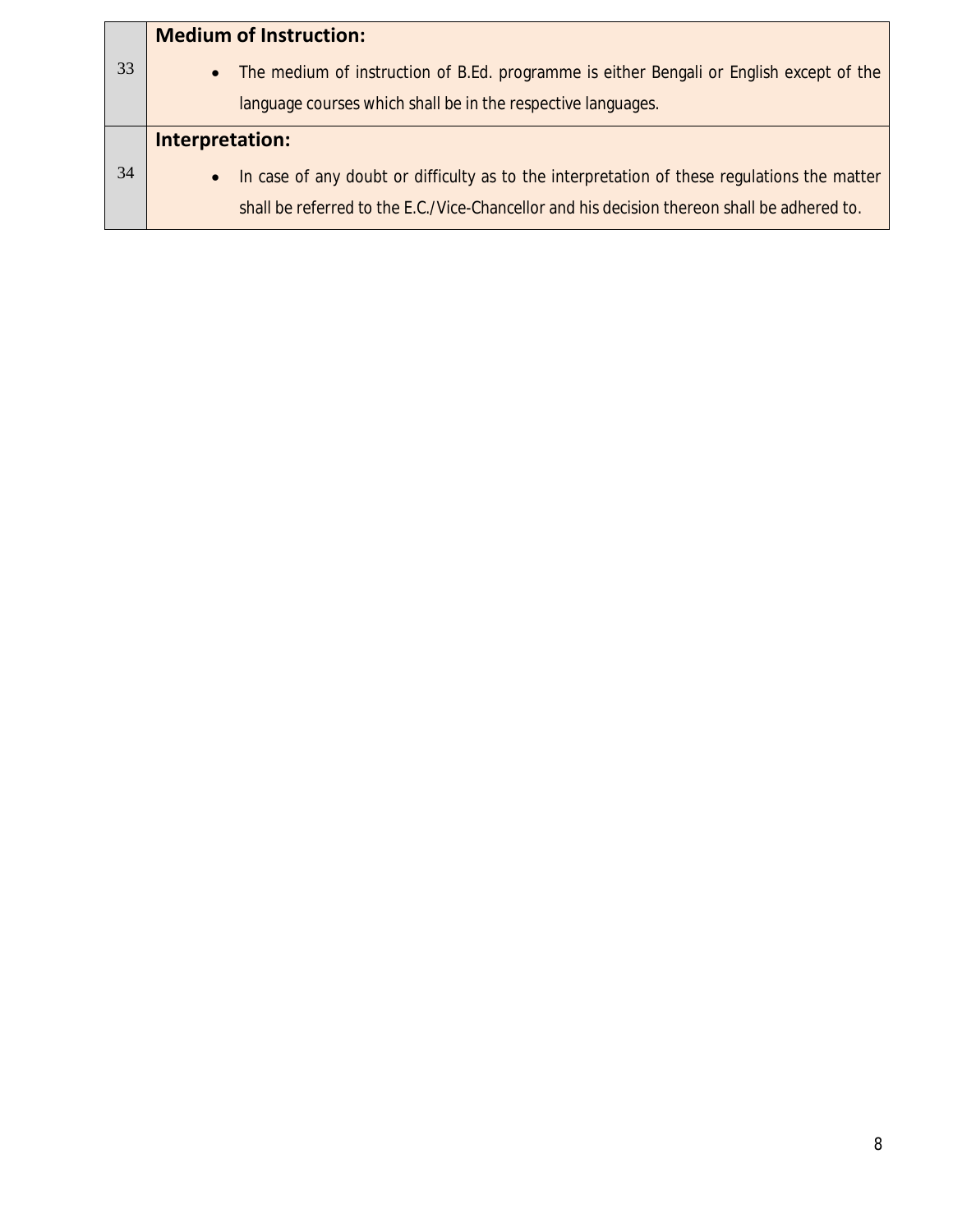| | |
|---|---|
| 33 | **Medium of Instruction:** <br> • The medium of instruction of B.Ed. programme is either Bengali or English except of the language courses which shall be in the respective languages. |
| 34 | **Interpretation:** <br> • In case of any doubt or difficulty as to the interpretation of these regulations the matter shall be referred to the E.C./Vice-Chancellor and his decision thereon shall be adhered to. |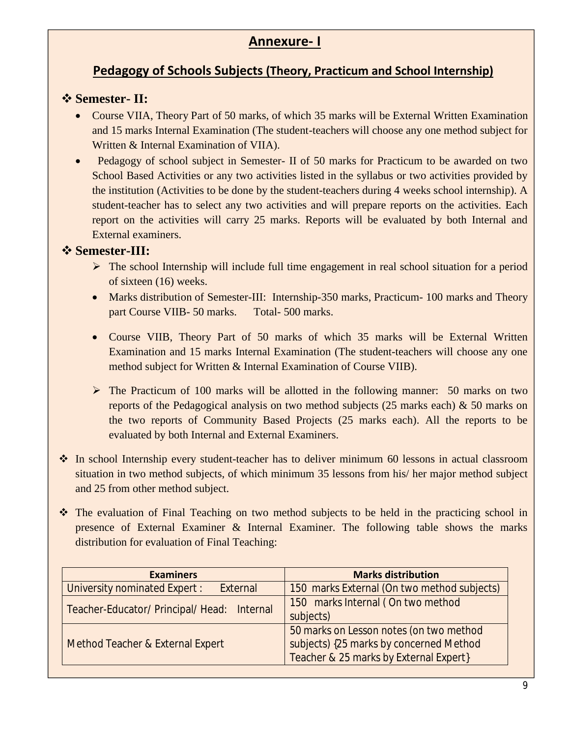# Annexure- I

## Pedagogy of Schools Subjects (Theory, Practicum and School Internship)

### ❖ Semester- II:

- Course VIIA, Theory Part of 50 marks, of which 35 marks will be External Written Examination and 15 marks Internal Examination (The student-teachers will choose any one method subject for Written & Internal Examination of VIIA).
- Pedagogy of school subject in Semester- II of 50 marks for Practicum to be awarded on two School Based Activities or any two activities listed in the syllabus or two activities provided by the institution (Activities to be done by the student-teachers during 4 weeks school internship). A student-teacher has to select any two activities and will prepare reports on the activities. Each report on the activities will carry 25 marks. Reports will be evaluated by both Internal and External examiners.

### ❖ Semester-III:

- ➢ The school Internship will include full time engagement in real school situation for a period of sixteen (16) weeks.
- Marks distribution of Semester-III: Internship-350 marks, Practicum- 100 marks and Theory part Course VIIB- 50 marks. Total- 500 marks.
- Course VIIB, Theory Part of 50 marks of which 35 marks will be External Written Examination and 15 marks Internal Examination (The student-teachers will choose any one method subject for Written & Internal Examination of Course VIIB).
- ➢ The Practicum of 100 marks will be allotted in the following manner: 50 marks on two reports of the Pedagogical analysis on two method subjects (25 marks each) & 50 marks on the two reports of Community Based Projects (25 marks each). All the reports to be evaluated by both Internal and External Examiners.

❖ In school Internship every student-teacher has to deliver minimum 60 lessons in actual classroom situation in two method subjects, of which minimum 35 lessons from his/ her major method subject and 25 from other method subject.

❖ The evaluation of Final Teaching on two method subjects to be held in the practicing school in presence of External Examiner & Internal Examiner. The following table shows the marks distribution for evaluation of Final Teaching:

| Examiners | Marks distribution |
|---|---|
| University nominated Expert : External | 150 marks External (On two method subjects) |
| Teacher-Educator/ Principal/ Head: Internal | 150 marks Internal ( On two method subjects) |
| Method Teacher & External Expert | 50 marks on Lesson notes (on two method subjects) {25 marks by concerned Method Teacher & 25 marks by External Expert} |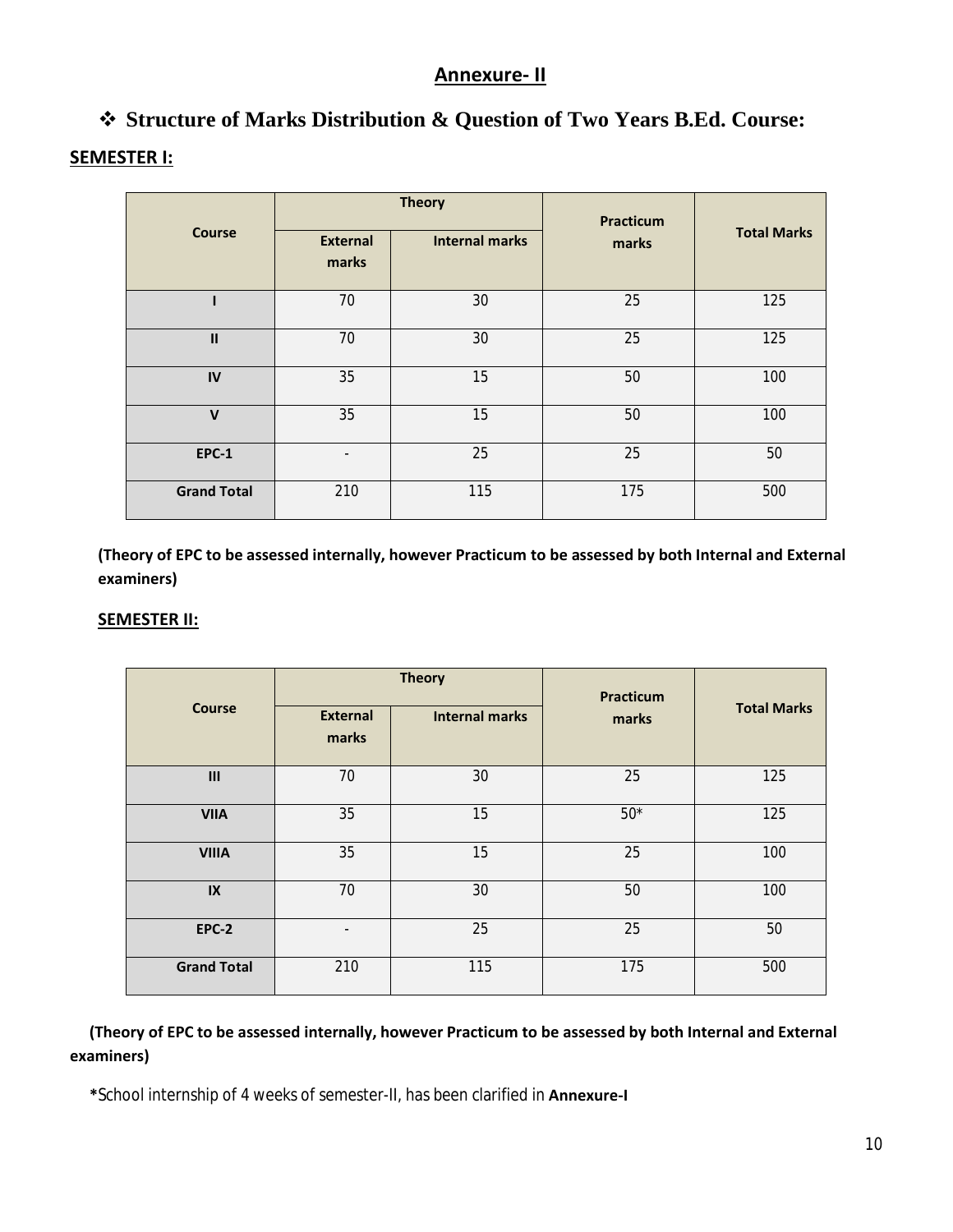## Annexure- II

### ❖ Structure of Marks Distribution & Question of Two Years B.Ed. Course:

**SEMESTER I:**

| Course | Theory | | Practicum marks | Total Marks |
|---|---|---|---|---|
| | External marks | Internal marks | | |
| **I** | 70 | 30 | 25 | 125 |
| **II** | 70 | 30 | 25 | 125 |
| **IV** | 35 | 15 | 50 | 100 |
| **V** | 35 | 15 | 50 | 100 |
| **EPC-1** | - | 25 | 25 | 50 |
| **Grand Total** | 210 | 115 | 175 | 500 |

**(Theory of EPC to be assessed internally, however Practicum to be assessed by both Internal and External examiners)**

**SEMESTER II:**

| Course | Theory | | Practicum marks | Total Marks |
|---|---|---|---|---|
| | External marks | Internal marks | | |
| **III** | 70 | 30 | 25 | 125 |
| **VIIA** | 35 | 15 | 50* | 125 |
| **VIIIA** | 35 | 15 | 25 | 100 |
| **IX** | 70 | 30 | 50 | 100 |
| **EPC-2** | - | 25 | 25 | 50 |
| **Grand Total** | 210 | 115 | 175 | 500 |

**(Theory of EPC to be assessed internally, however Practicum to be assessed by both Internal and External examiners)**

***School internship of 4 weeks of semester-II, has been clarified in **Annexure-I**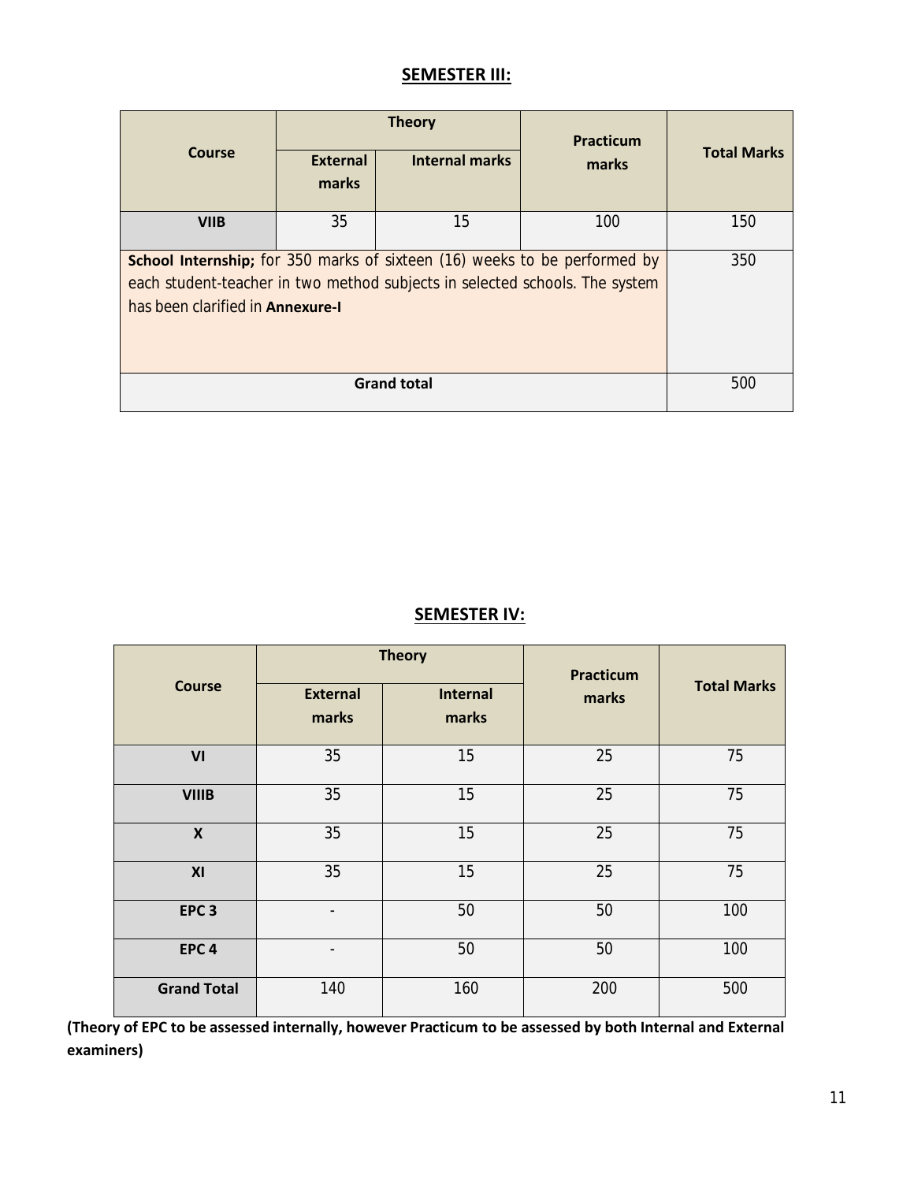## SEMESTER III:

| Course | Theory | | Practicum marks | Total Marks |
|---|---|---|---|---|
| | External marks | Internal marks | | |
| **VIIB** | 35 | 15 | 100 | 150 |
| **School Internship;** for 350 marks of sixteen (16) weeks to be performed by each student-teacher in two method subjects in selected schools. The system has been clarified in **Annexure-I** | | | | 350 |
| **Grand total** | | | | 500 |

## SEMESTER IV:

| Course | Theory | | Practicum marks | Total Marks |
|---|---|---|---|---|
| | External marks | Internal marks | | |
| **VI** | 35 | 15 | 25 | 75 |
| **VIIIB** | 35 | 15 | 25 | 75 |
| **X** | 35 | 15 | 25 | 75 |
| **XI** | 35 | 15 | 25 | 75 |
| **EPC 3** | - | 50 | 50 | 100 |
| **EPC 4** | - | 50 | 50 | 100 |
| **Grand Total** | 140 | 160 | 200 | 500 |

**(Theory of EPC to be assessed internally, however Practicum to be assessed by both Internal and External examiners)**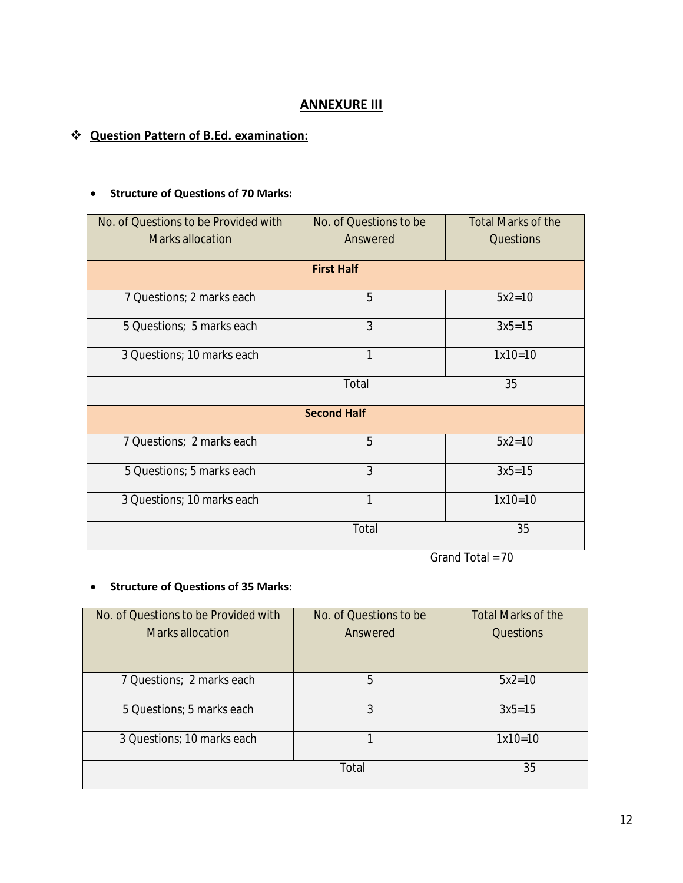## ANNEXURE III

❖ **Question Pattern of B.Ed. examination:**

- **Structure of Questions of 70 Marks:**

| No. of Questions to be Provided with Marks allocation | No. of Questions to be Answered | Total Marks of the Questions |
|---|---|---|
| **First Half** | | |
| 7 Questions; 2 marks each | 5 | 5x2=10 |
| 5 Questions; 5 marks each | 3 | 3x5=15 |
| 3 Questions; 10 marks each | 1 | 1x10=10 |
| | Total | 35 |
| **Second Half** | | |
| 7 Questions; 2 marks each | 5 | 5x2=10 |
| 5 Questions; 5 marks each | 3 | 3x5=15 |
| 3 Questions; 10 marks each | 1 | 1x10=10 |
| | Total | 35 |

Grand Total =70

- **Structure of Questions of 35 Marks:**

| No. of Questions to be Provided with Marks allocation | No. of Questions to be Answered | Total Marks of the Questions |
|---|---|---|
| 7 Questions; 2 marks each | 5 | 5x2=10 |
| 5 Questions; 5 marks each | 3 | 3x5=15 |
| 3 Questions; 10 marks each | 1 | 1x10=10 |
| | Total | 35 |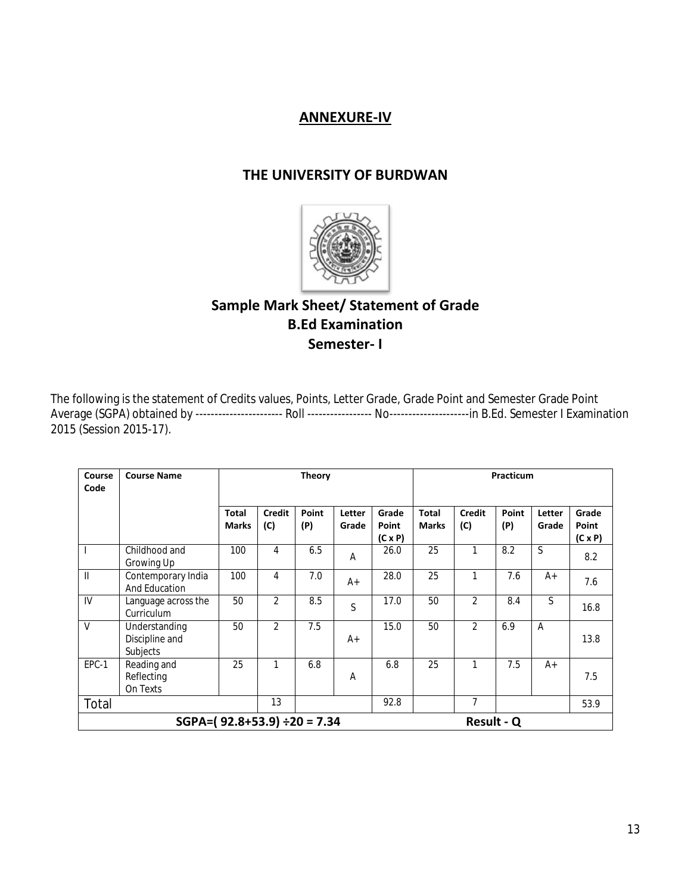## ANNEXURE-IV

## THE UNIVERSITY OF BURDWAN

### Sample Mark Sheet/ Statement of Grade
### B.Ed Examination
### Semester- I

The following is the statement of Credits values, Points, Letter Grade, Grade Point and Semester Grade Point Average (SGPA) obtained by ----------------------- Roll ----------------- No---------------------in B.Ed. Semester I Examination 2015 (Session 2015-17).

| Course Code | Course Name | Theory | | | | | Practicum | | | | |
|---|---|---|---|---|---|---|---|---|---|---|---|
| | | Total Marks | Credit (C) | Point (P) | Letter Grade | Grade Point (C x P) | Total Marks | Credit (C) | Point (P) | Letter Grade | Grade Point (C x P) |
| I | Childhood and Growing Up | 100 | 4 | 6.5 | A | 26.0 | 25 | 1 | 8.2 | S | 8.2 |
| II | Contemporary India And Education | 100 | 4 | 7.0 | A+ | 28.0 | 25 | 1 | 7.6 | A+ | 7.6 |
| IV | Language across the Curriculum | 50 | 2 | 8.5 | S | 17.0 | 50 | 2 | 8.4 | S | 16.8 |
| V | Understanding Discipline and Subjects | 50 | 2 | 7.5 | A+ | 15.0 | 50 | 2 | 6.9 | A | 13.8 |
| EPC-1 | Reading and Reflecting On Texts | 25 | 1 | 6.8 | A | 6.8 | 25 | 1 | 7.5 | A+ | 7.5 |
| Total | | | 13 | | | 92.8 | | 7 | | | 53.9 |
| SGPA=( 92.8+53.9) ÷20 = 7.34 | | | | | | | Result - Q | | | | |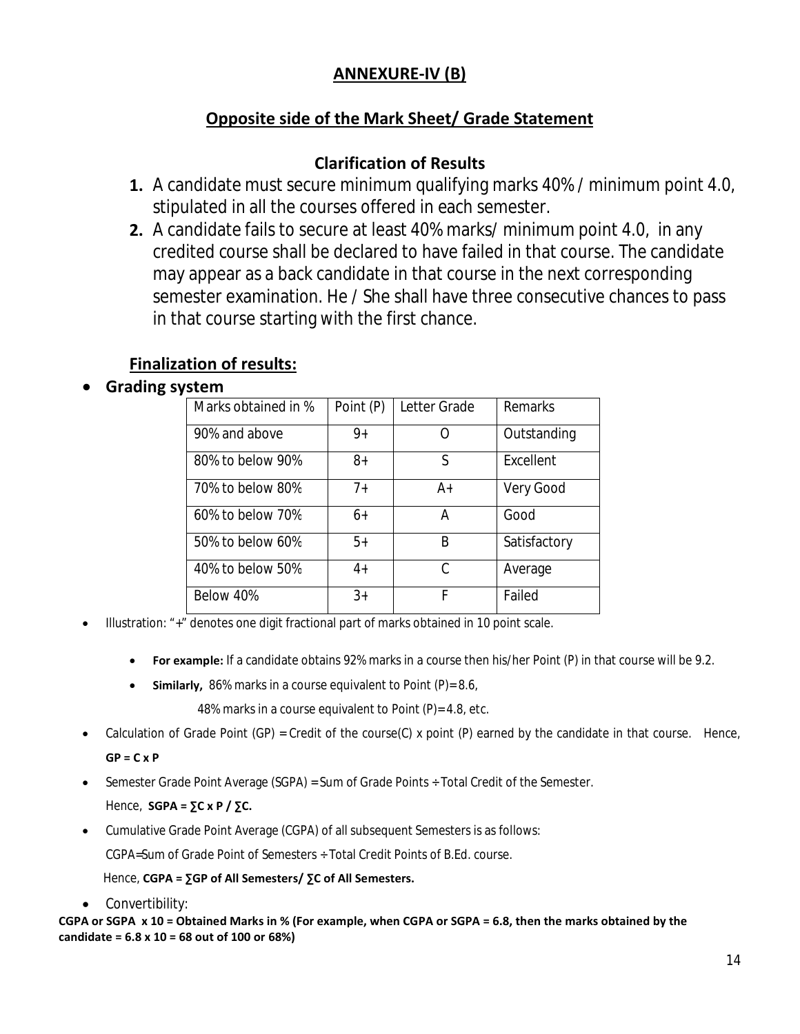## ANNEXURE-IV (B)

## Opposite side of the Mark Sheet/ Grade Statement

### Clarification of Results

1. A candidate must secure minimum qualifying marks 40% / minimum point 4.0, stipulated in all the courses offered in each semester.
2. A candidate fails to secure at least 40% marks/ minimum point 4.0, in any credited course shall be declared to have failed in that course. The candidate may appear as a back candidate in that course in the next corresponding semester examination. He / She shall have three consecutive chances to pass in that course starting with the first chance.

### Finalization of results:

- **Grading system**

| Marks obtained in % | Point (P) | Letter Grade | Remarks |
|---|---|---|---|
| 90% and above | 9+ | O | Outstanding |
| 80% to below 90% | 8+ | S | Excellent |
| 70% to below 80% | 7+ | A+ | Very Good |
| 60% to below 70% | 6+ | A | Good |
| 50% to below 60% | 5+ | B | Satisfactory |
| 40% to below 50% | 4+ | C | Average |
| Below 40% | 3+ | F | Failed |

- Illustration: "+" denotes one digit fractional part of marks obtained in 10 point scale.
  - **For example:** If a candidate obtains 92% marks in a course then his/her Point (P) in that course will be 9.2.
  - **Similarly,** 86% marks in a course equivalent to Point (P)= 8.6,

    48% marks in a course equivalent to Point (P)= 4.8, etc.
- Calculation of Grade Point (GP) = Credit of the course(C) x point (P) earned by the candidate in that course. Hence,

  **GP = C x P**
- Semester Grade Point Average (SGPA) = Sum of Grade Points ÷ Total Credit of the Semester.

  Hence, **SGPA = ∑C x P / ∑C.**
- Cumulative Grade Point Average (CGPA) of all subsequent Semesters is as follows:

  CGPA=Sum of Grade Point of Semesters ÷ Total Credit Points of B.Ed. course.

  Hence, **CGPA = ∑GP of All Semesters/ ∑C of All Semesters.**
- Convertibility:

**CGPA or SGPA x 10 = Obtained Marks in % (For example, when CGPA or SGPA = 6.8, then the marks obtained by the candidate = 6.8 x 10 = 68 out of 100 or 68%)**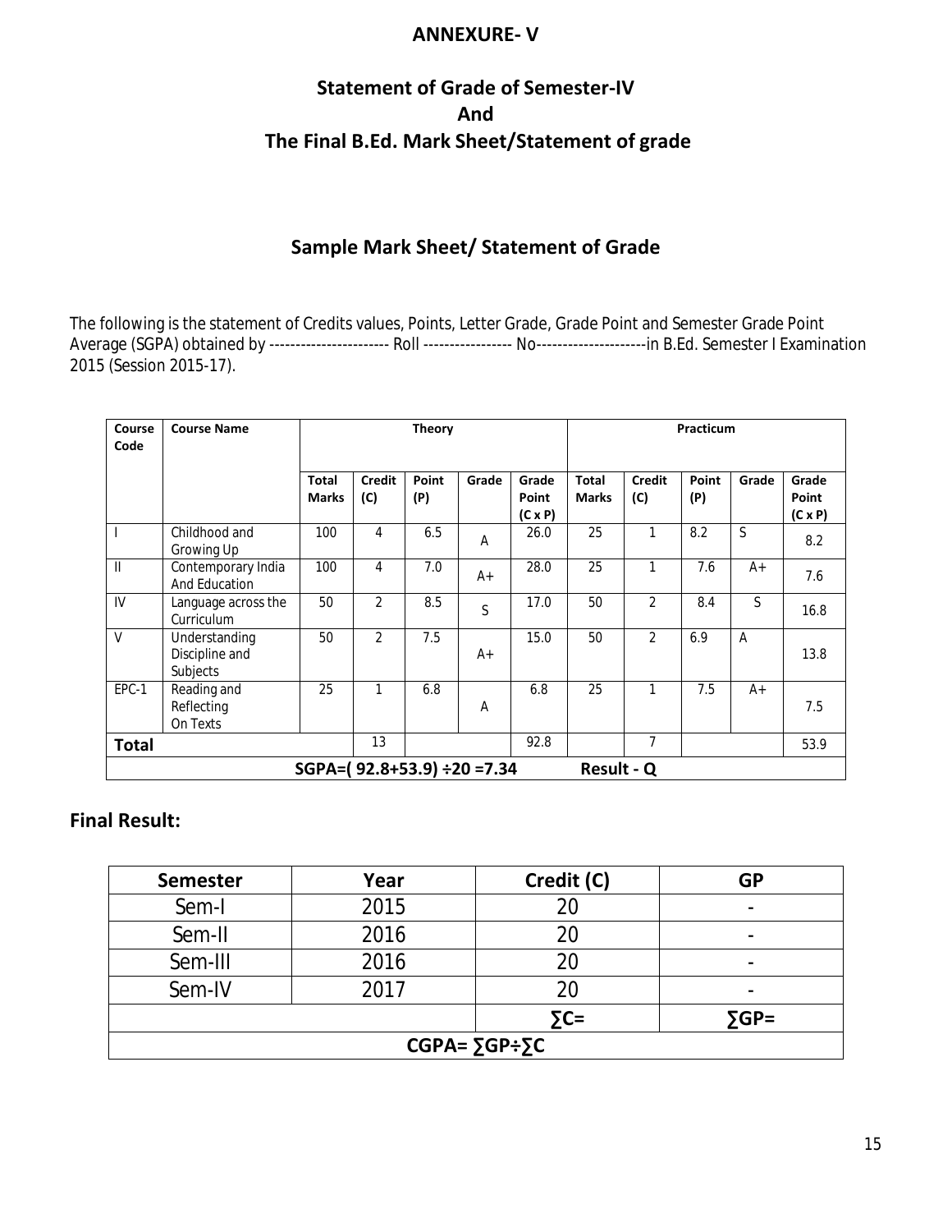## ANNEXURE- V

## Statement of Grade of Semester-IV And The Final B.Ed. Mark Sheet/Statement of grade

### Sample Mark Sheet/ Statement of Grade

The following is the statement of Credits values, Points, Letter Grade, Grade Point and Semester Grade Point Average (SGPA) obtained by ---------------------- Roll ---------------- No--------------------in B.Ed. Semester I Examination 2015 (Session 2015-17).

| Course Code | Course Name | Theory | | | | | Practicum | | | | |
|---|---|---|---|---|---|---|---|---|---|---|---|
| | | Total Marks | Credit (C) | Point (P) | Grade | Grade Point (C x P) | Total Marks | Credit (C) | Point (P) | Grade | Grade Point (C x P) |
| I | Childhood and Growing Up | 100 | 4 | 6.5 | A | 26.0 | 25 | 1 | 8.2 | S | 8.2 |
| II | Contemporary India And Education | 100 | 4 | 7.0 | A+ | 28.0 | 25 | 1 | 7.6 | A+ | 7.6 |
| IV | Language across the Curriculum | 50 | 2 | 8.5 | S | 17.0 | 50 | 2 | 8.4 | S | 16.8 |
| V | Understanding Discipline and Subjects | 50 | 2 | 7.5 | A+ | 15.0 | 50 | 2 | 6.9 | A | 13.8 |
| EPC-1 | Reading and Reflecting On Texts | 25 | 1 | 6.8 | A | 6.8 | 25 | 1 | 7.5 | A+ | 7.5 |
| **Total** | | | 13 | | | 92.8 | | 7 | | | 53.9 |
| **SGPA=( 92.8+53.9) ÷20 =7.34** | | | | | | | **Result - Q** | | | | |

## Final Result:

| Semester | Year | Credit (C) | GP |
|---|---|---|---|
| Sem-I | 2015 | 20 | - |
| Sem-II | 2016 | 20 | - |
| Sem-III | 2016 | 20 | - |
| Sem-IV | 2017 | 20 | - |
| | | **∑C=** | **∑GP=** |
| **CGPA= ∑GP÷∑C** | | | |